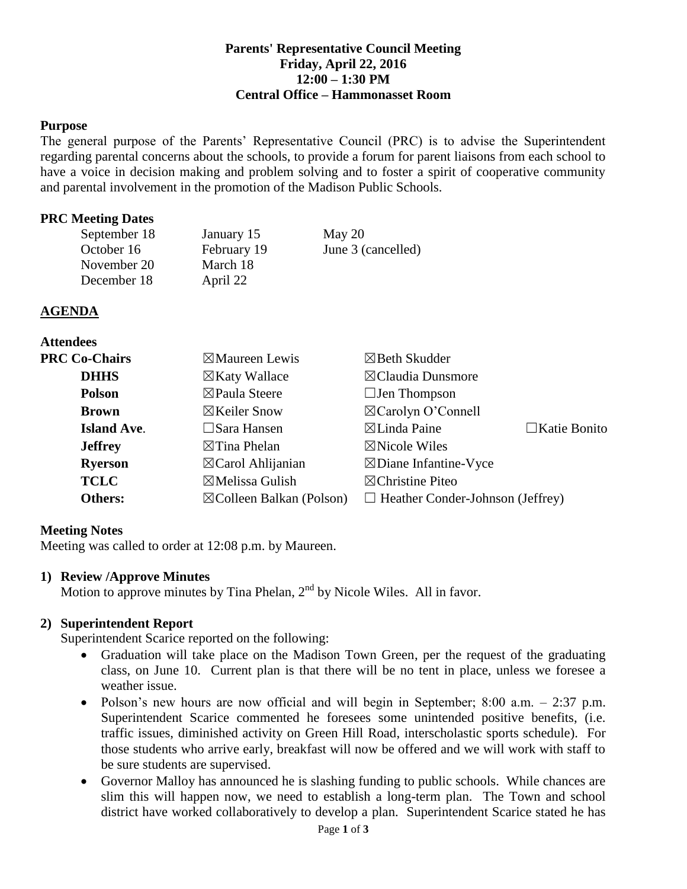**Parents' Representative Council Meeting**
**Friday, April 22, 2016**
**12:00 – 1:30 PM**
**Central Office – Hammonasset Room**

**Purpose**

The general purpose of the Parents' Representative Council (PRC) is to advise the Superintendent regarding parental concerns about the schools, to provide a forum for parent liaisons from each school to have a voice in decision making and problem solving and to foster a spirit of cooperative community and parental involvement in the promotion of the Madison Public Schools.

**PRC Meeting Dates**

| | | |
|---|---|---|
| September 18 | January 15 | May 20 |
| October 16 | February 19 | June 3 (cancelled) |
| November 20 | March 18 | |
| December 18 | April 22 | |

**AGENDA**

**Attendees**

| | | | |
|---|---|---|---|
| **PRC Co-Chairs** | ☒Maureen Lewis | ☒Beth Skudder | |
| **DHHS** | ☒Katy Wallace | ☒Claudia Dunsmore | |
| **Polson** | ☒Paula Steere | ☐Jen Thompson | |
| **Brown** | ☒Keiler Snow | ☒Carolyn O'Connell | |
| **Island Ave.** | ☐Sara Hansen | ☒Linda Paine | ☐Katie Bonito |
| **Jeffrey** | ☒Tina Phelan | ☒Nicole Wiles | |
| **Ryerson** | ☒Carol Ahlijanian | ☒Diane Infantine-Vyce | |
| **TCLC** | ☒Melissa Gulish | ☒Christine Piteo | |
| **Others:** | ☒Colleen Balkan (Polson) | ☐ Heather Conder-Johnson (Jeffrey) | |

**Meeting Notes**

Meeting was called to order at 12:08 p.m. by Maureen.

**1) Review /Approve Minutes**

Motion to approve minutes by Tina Phelan, 2nd by Nicole Wiles. All in favor.

**2) Superintendent Report**

Superintendent Scarice reported on the following:

- Graduation will take place on the Madison Town Green, per the request of the graduating class, on June 10. Current plan is that there will be no tent in place, unless we foresee a weather issue.
- Polson's new hours are now official and will begin in September; 8:00 a.m. – 2:37 p.m. Superintendent Scarice commented he foresees some unintended positive benefits, (i.e. traffic issues, diminished activity on Green Hill Road, interscholastic sports schedule). For those students who arrive early, breakfast will now be offered and we will work with staff to be sure students are supervised.
- Governor Malloy has announced he is slashing funding to public schools. While chances are slim this will happen now, we need to establish a long-term plan. The Town and school district have worked collaboratively to develop a plan. Superintendent Scarice stated he has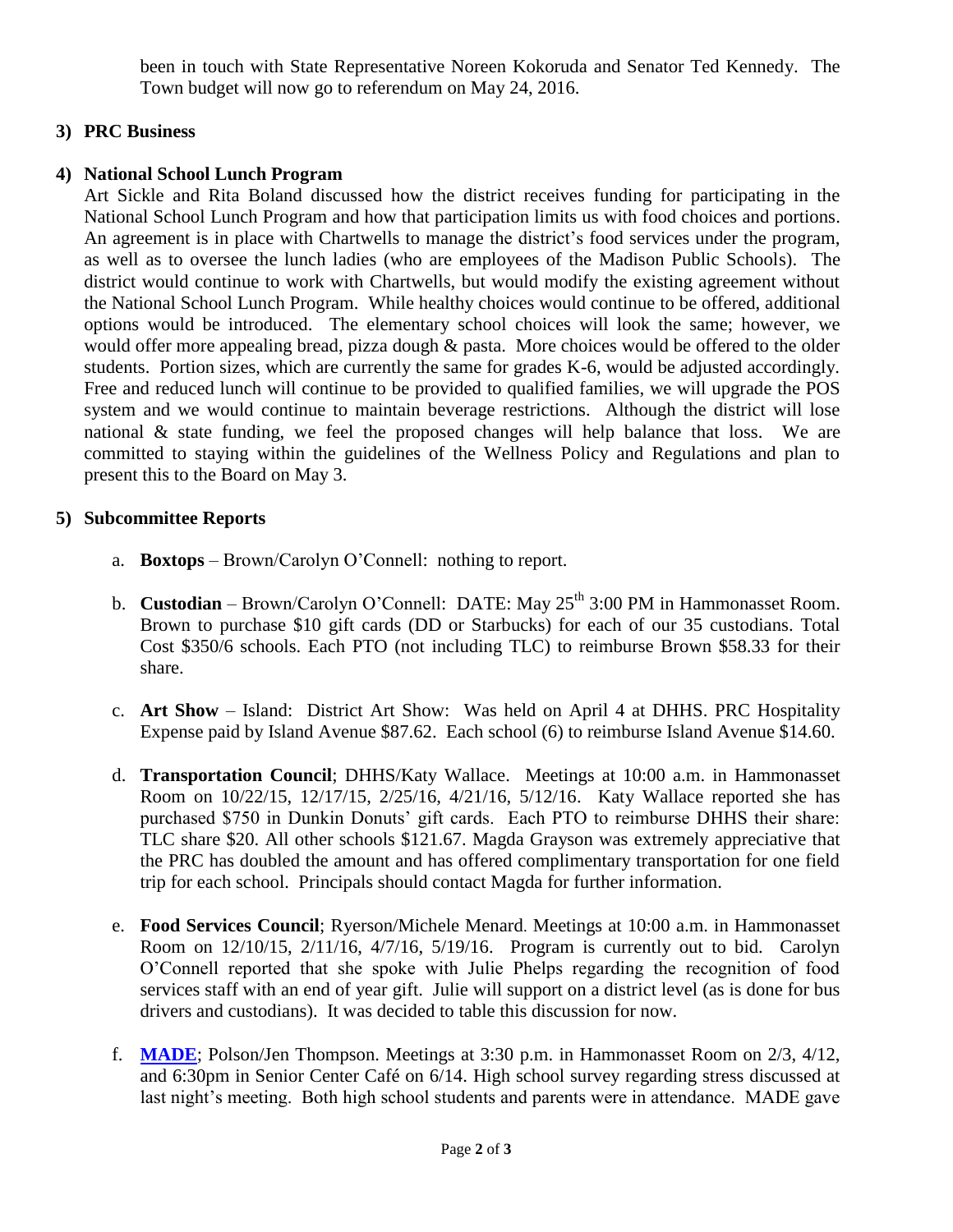been in touch with State Representative Noreen Kokoruda and Senator Ted Kennedy. The Town budget will now go to referendum on May 24, 2016.

**3) PRC Business**

**4) National School Lunch Program**

Art Sickle and Rita Boland discussed how the district receives funding for participating in the National School Lunch Program and how that participation limits us with food choices and portions. An agreement is in place with Chartwells to manage the district's food services under the program, as well as to oversee the lunch ladies (who are employees of the Madison Public Schools). The district would continue to work with Chartwells, but would modify the existing agreement without the National School Lunch Program. While healthy choices would continue to be offered, additional options would be introduced. The elementary school choices will look the same; however, we would offer more appealing bread, pizza dough & pasta. More choices would be offered to the older students. Portion sizes, which are currently the same for grades K-6, would be adjusted accordingly. Free and reduced lunch will continue to be provided to qualified families, we will upgrade the POS system and we would continue to maintain beverage restrictions. Although the district will lose national & state funding, we feel the proposed changes will help balance that loss. We are committed to staying within the guidelines of the Wellness Policy and Regulations and plan to present this to the Board on May 3.

**5) Subcommittee Reports**

a. **Boxtops** – Brown/Carolyn O'Connell: nothing to report.

b. **Custodian** – Brown/Carolyn O'Connell: DATE: May 25th 3:00 PM in Hammonasset Room. Brown to purchase $10 gift cards (DD or Starbucks) for each of our 35 custodians. Total Cost $350/6 schools. Each PTO (not including TLC) to reimburse Brown $58.33 for their share.

c. **Art Show** – Island: District Art Show: Was held on April 4 at DHHS. PRC Hospitality Expense paid by Island Avenue $87.62. Each school (6) to reimburse Island Avenue $14.60.

d. **Transportation Council**; DHHS/Katy Wallace. Meetings at 10:00 a.m. in Hammonasset Room on 10/22/15, 12/17/15, 2/25/16, 4/21/16, 5/12/16. Katy Wallace reported she has purchased $750 in Dunkin Donuts' gift cards. Each PTO to reimburse DHHS their share: TLC share $20. All other schools $121.67. Magda Grayson was extremely appreciative that the PRC has doubled the amount and has offered complimentary transportation for one field trip for each school. Principals should contact Magda for further information.

e. **Food Services Council**; Ryerson/Michele Menard. Meetings at 10:00 a.m. in Hammonasset Room on 12/10/15, 2/11/16, 4/7/16, 5/19/16. Program is currently out to bid. Carolyn O'Connell reported that she spoke with Julie Phelps regarding the recognition of food services staff with an end of year gift. Julie will support on a district level (as is done for bus drivers and custodians). It was decided to table this discussion for now.

f. **MADE**; Polson/Jen Thompson. Meetings at 3:30 p.m. in Hammonasset Room on 2/3, 4/12, and 6:30pm in Senior Center Café on 6/14. High school survey regarding stress discussed at last night's meeting. Both high school students and parents were in attendance. MADE gave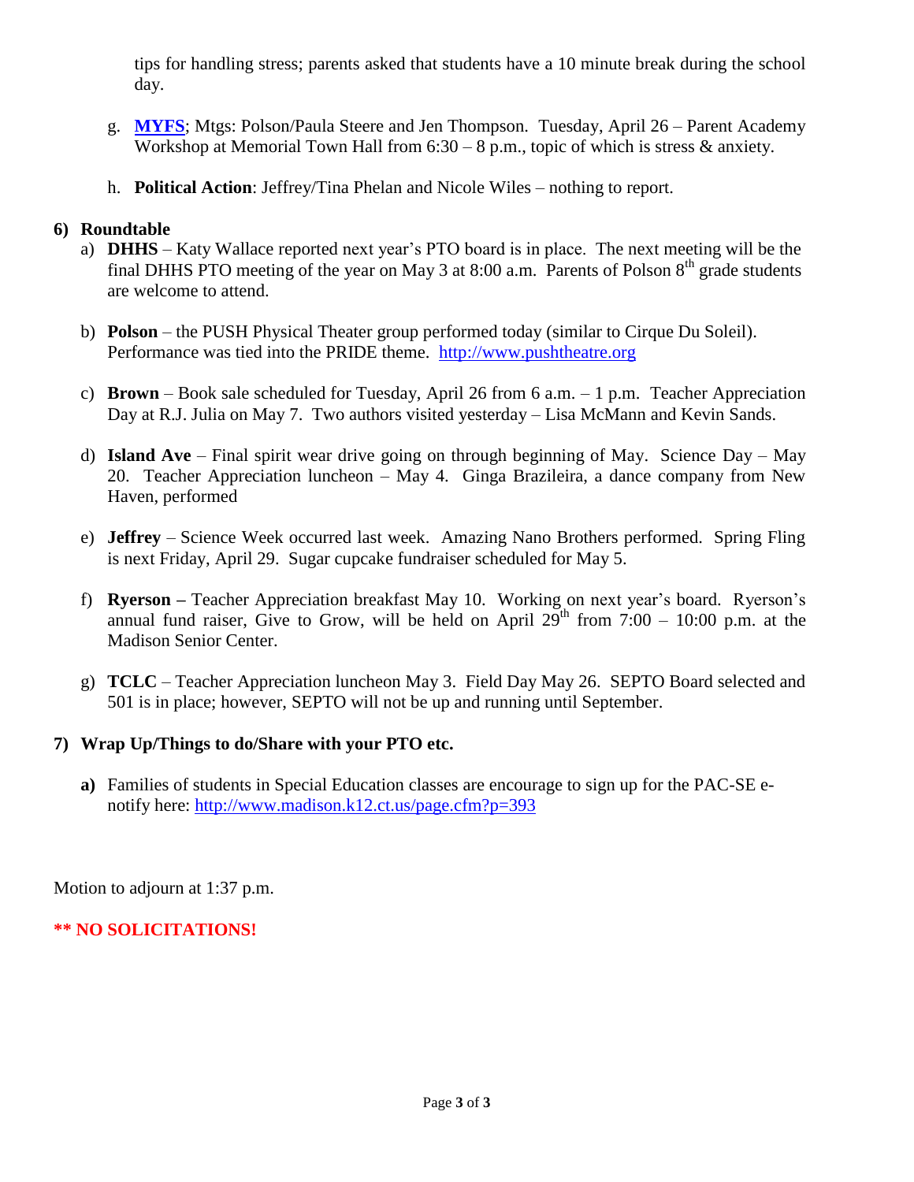tips for handling stress; parents asked that students have a 10 minute break during the school day.

g. **MYFS**; Mtgs: Polson/Paula Steere and Jen Thompson. Tuesday, April 26 – Parent Academy Workshop at Memorial Town Hall from 6:30 – 8 p.m., topic of which is stress & anxiety.

h. **Political Action**: Jeffrey/Tina Phelan and Nicole Wiles – nothing to report.

**6) Roundtable**

a) **DHHS** – Katy Wallace reported next year's PTO board is in place. The next meeting will be the final DHHS PTO meeting of the year on May 3 at 8:00 a.m. Parents of Polson 8th grade students are welcome to attend.

b) **Polson** – the PUSH Physical Theater group performed today (similar to Cirque Du Soleil). Performance was tied into the PRIDE theme. http://www.pushtheatre.org

c) **Brown** – Book sale scheduled for Tuesday, April 26 from 6 a.m. – 1 p.m. Teacher Appreciation Day at R.J. Julia on May 7. Two authors visited yesterday – Lisa McMann and Kevin Sands.

d) **Island Ave** – Final spirit wear drive going on through beginning of May. Science Day – May 20. Teacher Appreciation luncheon – May 4. Ginga Brazileira, a dance company from New Haven, performed

e) **Jeffrey** – Science Week occurred last week. Amazing Nano Brothers performed. Spring Fling is next Friday, April 29. Sugar cupcake fundraiser scheduled for May 5.

f) **Ryerson –** Teacher Appreciation breakfast May 10. Working on next year's board. Ryerson's annual fund raiser, Give to Grow, will be held on April 29th from 7:00 – 10:00 p.m. at the Madison Senior Center.

g) **TCLC** – Teacher Appreciation luncheon May 3. Field Day May 26. SEPTO Board selected and 501 is in place; however, SEPTO will not be up and running until September.

**7) Wrap Up/Things to do/Share with your PTO etc.**

**a)** Families of students in Special Education classes are encourage to sign up for the PAC-SE e-notify here: http://www.madison.k12.ct.us/page.cfm?p=393

Motion to adjourn at 1:37 p.m.

**\*\* NO SOLICITATIONS!**